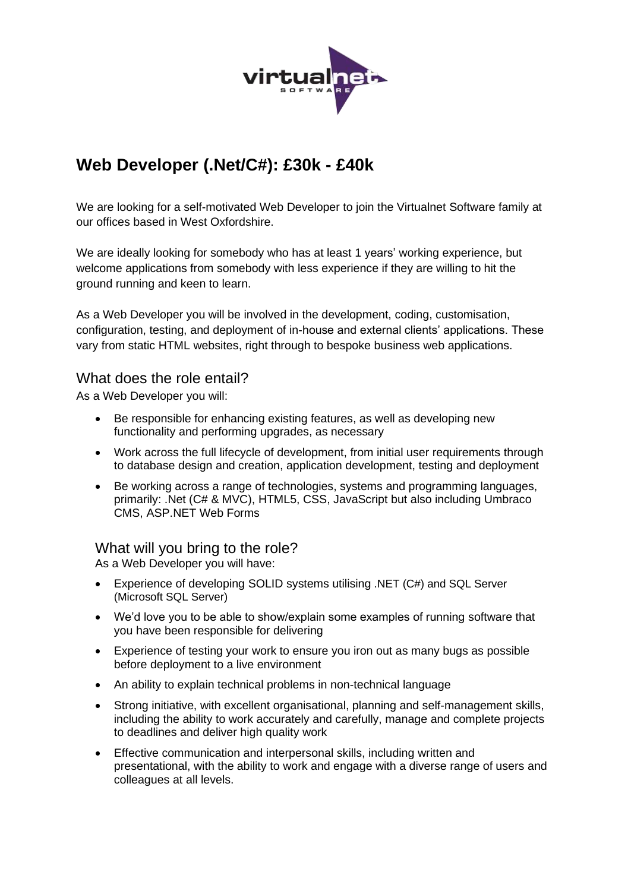# Web Developer (.Net/C#): £30k - £40k

We are looking for a self-motivated Web Developer to join the Virtualnet Software family at our offices based in West Oxfordshire.

We are ideally looking for somebody who has at least 1 years' working experience, but welcome applications from somebody with less experience if they are willing to hit the ground running and keen to learn.

As a Web Developer you will be involved in the development, coding, customisation, configuration, testing, and deployment of in-house and external clients' applications. These vary from static HTML websites, right through to bespoke business web applications.

## What does the role entail?

As a Web Developer you will:

- Be responsible for enhancing existing features, as well as developing new functionality and performing upgrades, as necessary
- Work across the full lifecycle of development, from initial user requirements through to database design and creation, application development, testing and deployment
- Be working across a range of technologies, systems and programming languages, primarily: .Net (C# & MVC), HTML5, CSS, JavaScript but also including Umbraco CMS, ASP.NET Web Forms

## What will you bring to the role?

As a Web Developer you will have:

- Experience of developing SOLID systems utilising .NET (C#) and SQL Server (Microsoft SQL Server)
- We'd love you to be able to show/explain some examples of running software that you have been responsible for delivering
- Experience of testing your work to ensure you iron out as many bugs as possible before deployment to a live environment
- An ability to explain technical problems in non-technical language
- Strong initiative, with excellent organisational, planning and self-management skills, including the ability to work accurately and carefully, manage and complete projects to deadlines and deliver high quality work
- Effective communication and interpersonal skills, including written and presentational, with the ability to work and engage with a diverse range of users and colleagues at all levels.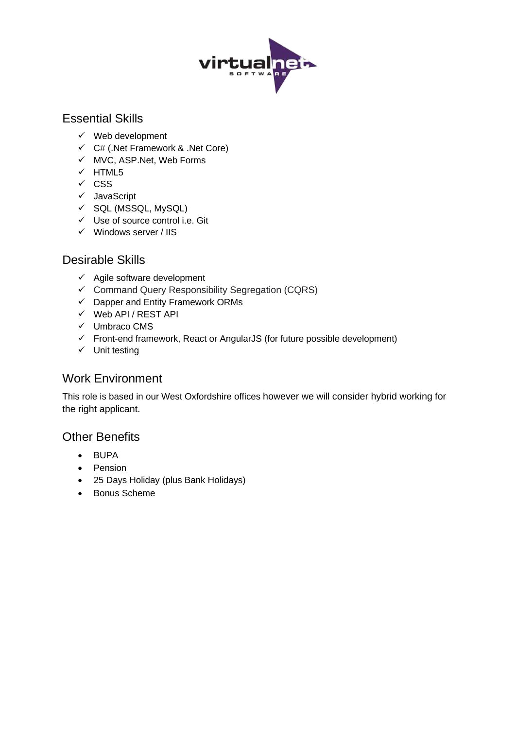## Essential Skills

- ✓ Web development
- ✓ C# (.Net Framework & .Net Core)
- ✓ MVC, ASP.Net, Web Forms
- ✓ HTML5
- ✓ CSS
- ✓ JavaScript
- ✓ SQL (MSSQL, MySQL)
- ✓ Use of source control i.e. Git
- ✓ Windows server / IIS

## Desirable Skills

- ✓ Agile software development
- ✓ Command Query Responsibility Segregation (CQRS)
- ✓ Dapper and Entity Framework ORMs
- ✓ Web API / REST API
- ✓ Umbraco CMS
- ✓ Front-end framework, React or AngularJS (for future possible development)
- ✓ Unit testing

## Work Environment

This role is based in our West Oxfordshire offices however we will consider hybrid working for the right applicant.

## Other Benefits

- BUPA
- Pension
- 25 Days Holiday (plus Bank Holidays)
- Bonus Scheme